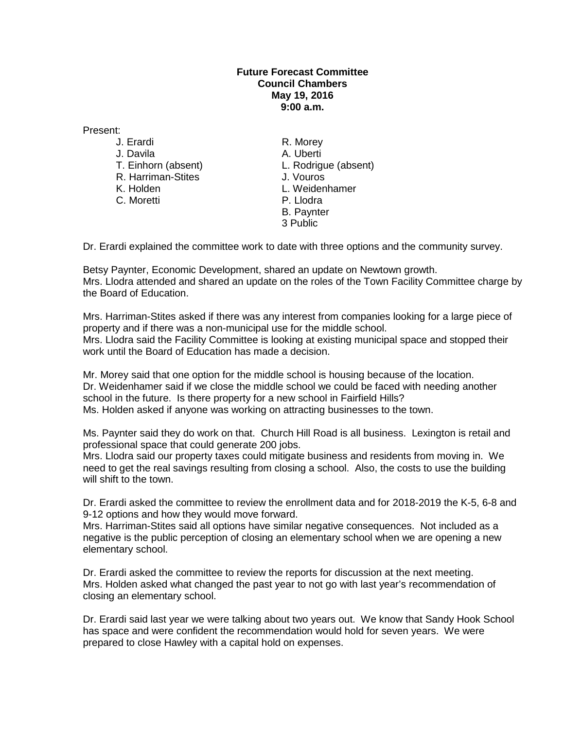**Future Forecast Committee**
**Council Chambers**
**May 19, 2016**
**9:00 a.m.**

Present:

J. Erardi
J. Davila
T. Einhorn (absent)
R. Harriman-Stites
K. Holden
C. Moretti
R. Morey
A. Uberti
L. Rodrigue (absent)
J. Vouros
L. Weidenhamer
P. Llodra
B. Paynter
3 Public

Dr. Erardi explained the committee work to date with three options and the community survey.

Betsy Paynter, Economic Development, shared an update on Newtown growth.
Mrs. Llodra attended and shared an update on the roles of the Town Facility Committee charge by the Board of Education.

Mrs. Harriman-Stites asked if there was any interest from companies looking for a large piece of property and if there was a non-municipal use for the middle school.
Mrs. Llodra said the Facility Committee is looking at existing municipal space and stopped their work until the Board of Education has made a decision.

Mr. Morey said that one option for the middle school is housing because of the location.
Dr. Weidenhamer said if we close the middle school we could be faced with needing another school in the future. Is there property for a new school in Fairfield Hills?
Ms. Holden asked if anyone was working on attracting businesses to the town.

Ms. Paynter said they do work on that. Church Hill Road is all business. Lexington is retail and professional space that could generate 200 jobs.
Mrs. Llodra said our property taxes could mitigate business and residents from moving in. We need to get the real savings resulting from closing a school. Also, the costs to use the building will shift to the town.

Dr. Erardi asked the committee to review the enrollment data and for 2018-2019 the K-5, 6-8 and 9-12 options and how they would move forward.
Mrs. Harriman-Stites said all options have similar negative consequences. Not included as a negative is the public perception of closing an elementary school when we are opening a new elementary school.

Dr. Erardi asked the committee to review the reports for discussion at the next meeting.
Mrs. Holden asked what changed the past year to not go with last year's recommendation of closing an elementary school.

Dr. Erardi said last year we were talking about two years out. We know that Sandy Hook School has space and were confident the recommendation would hold for seven years. We were prepared to close Hawley with a capital hold on expenses.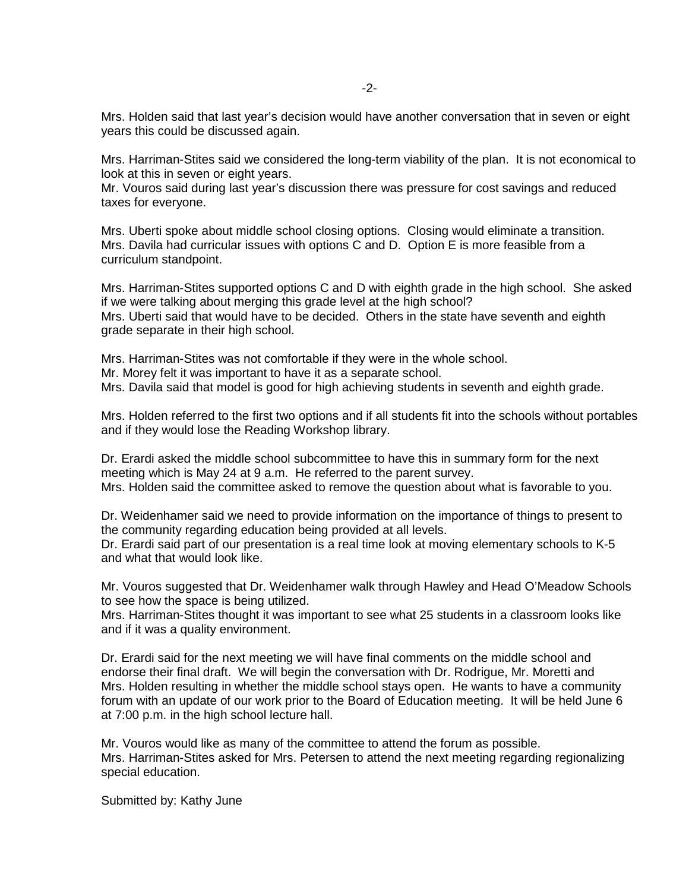Mrs. Holden said that last year's decision would have another conversation that in seven or eight years this could be discussed again.

Mrs. Harriman-Stites said we considered the long-term viability of the plan. It is not economical to look at this in seven or eight years.
Mr. Vouros said during last year's discussion there was pressure for cost savings and reduced taxes for everyone.

Mrs. Uberti spoke about middle school closing options. Closing would eliminate a transition.
Mrs. Davila had curricular issues with options C and D. Option E is more feasible from a curriculum standpoint.

Mrs. Harriman-Stites supported options C and D with eighth grade in the high school. She asked if we were talking about merging this grade level at the high school?
Mrs. Uberti said that would have to be decided. Others in the state have seventh and eighth grade separate in their high school.

Mrs. Harriman-Stites was not comfortable if they were in the whole school.
Mr. Morey felt it was important to have it as a separate school.
Mrs. Davila said that model is good for high achieving students in seventh and eighth grade.

Mrs. Holden referred to the first two options and if all students fit into the schools without portables and if they would lose the Reading Workshop library.

Dr. Erardi asked the middle school subcommittee to have this in summary form for the next meeting which is May 24 at 9 a.m. He referred to the parent survey.
Mrs. Holden said the committee asked to remove the question about what is favorable to you.

Dr. Weidenhamer said we need to provide information on the importance of things to present to the community regarding education being provided at all levels.
Dr. Erardi said part of our presentation is a real time look at moving elementary schools to K-5 and what that would look like.

Mr. Vouros suggested that Dr. Weidenhamer walk through Hawley and Head O'Meadow Schools to see how the space is being utilized.
Mrs. Harriman-Stites thought it was important to see what 25 students in a classroom looks like and if it was a quality environment.

Dr. Erardi said for the next meeting we will have final comments on the middle school and endorse their final draft. We will begin the conversation with Dr. Rodrigue, Mr. Moretti and Mrs. Holden resulting in whether the middle school stays open. He wants to have a community forum with an update of our work prior to the Board of Education meeting. It will be held June 6 at 7:00 p.m. in the high school lecture hall.

Mr. Vouros would like as many of the committee to attend the forum as possible.
Mrs. Harriman-Stites asked for Mrs. Petersen to attend the next meeting regarding regionalizing special education.

Submitted by: Kathy June